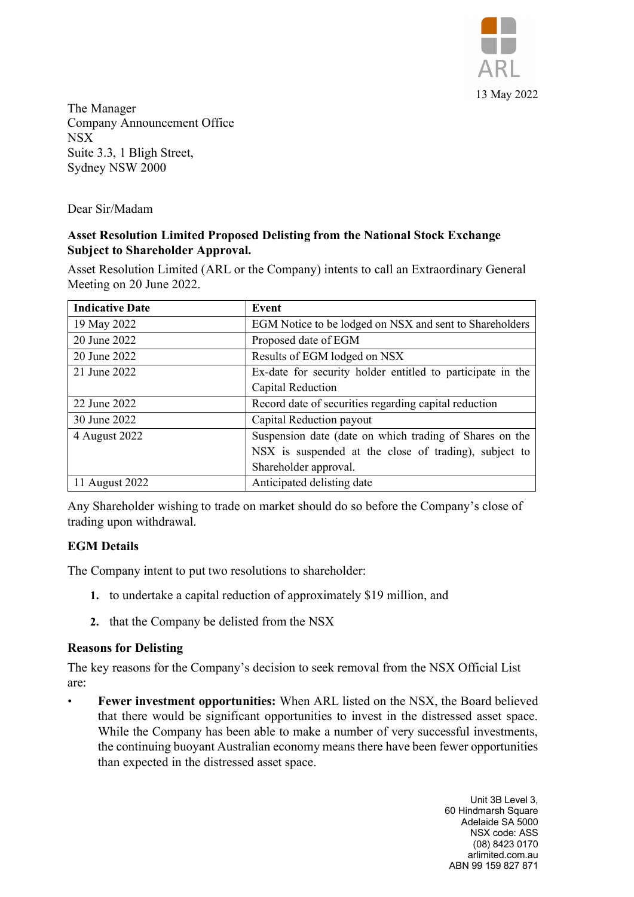ARL

13 May 2022

The Manager
Company Announcement Office
NSX
Suite 3.3, 1 Bligh Street,
Sydney NSW 2000

Dear Sir/Madam

**Asset Resolution Limited Proposed Delisting from the National Stock Exchange Subject to Shareholder Approval.**

Asset Resolution Limited (ARL or the Company) intents to call an Extraordinary General Meeting on 20 June 2022.

| Indicative Date | Event |
|---|---|
| 19 May 2022 | EGM Notice to be lodged on NSX and sent to Shareholders |
| 20 June 2022 | Proposed date of EGM |
| 20 June 2022 | Results of EGM lodged on NSX |
| 21 June 2022 | Ex-date for security holder entitled to participate in the Capital Reduction |
| 22 June 2022 | Record date of securities regarding capital reduction |
| 30 June 2022 | Capital Reduction payout |
| 4 August 2022 | Suspension date (date on which trading of Shares on the NSX is suspended at the close of trading), subject to Shareholder approval. |
| 11 August 2022 | Anticipated delisting date |

Any Shareholder wishing to trade on market should do so before the Company's close of trading upon withdrawal.

**EGM Details**

The Company intent to put two resolutions to shareholder:

1. to undertake a capital reduction of approximately $19 million, and
2. that the Company be delisted from the NSX

**Reasons for Delisting**

The key reasons for the Company's decision to seek removal from the NSX Official List are:

- **Fewer investment opportunities:** When ARL listed on the NSX, the Board believed that there would be significant opportunities to invest in the distressed asset space. While the Company has been able to make a number of very successful investments, the continuing buoyant Australian economy means there have been fewer opportunities than expected in the distressed asset space.

Unit 3B Level 3,
60 Hindmarsh Square
Adelaide SA 5000
NSX code: ASS
(08) 8423 0170
arlimited.com.au
ABN 99 159 827 871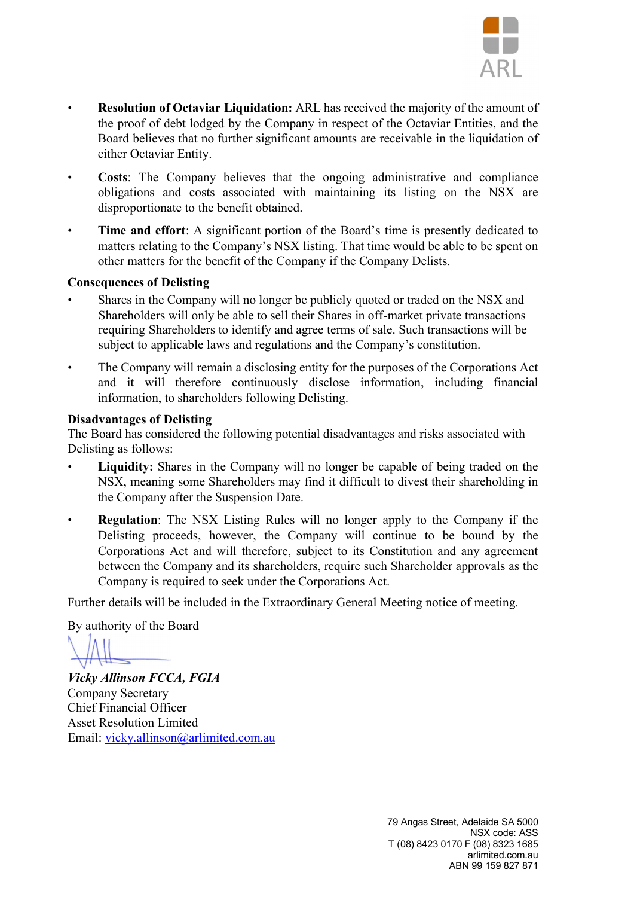- **Resolution of Octaviar Liquidation:** ARL has received the majority of the amount of the proof of debt lodged by the Company in respect of the Octaviar Entities, and the Board believes that no further significant amounts are receivable in the liquidation of either Octaviar Entity.
- **Costs**: The Company believes that the ongoing administrative and compliance obligations and costs associated with maintaining its listing on the NSX are disproportionate to the benefit obtained.
- **Time and effort**: A significant portion of the Board's time is presently dedicated to matters relating to the Company's NSX listing. That time would be able to be spent on other matters for the benefit of the Company if the Company Delists.

**Consequences of Delisting**

- Shares in the Company will no longer be publicly quoted or traded on the NSX and Shareholders will only be able to sell their Shares in off-market private transactions requiring Shareholders to identify and agree terms of sale. Such transactions will be subject to applicable laws and regulations and the Company's constitution.
- The Company will remain a disclosing entity for the purposes of the Corporations Act and it will therefore continuously disclose information, including financial information, to shareholders following Delisting.

**Disadvantages of Delisting**

The Board has considered the following potential disadvantages and risks associated with Delisting as follows:

- **Liquidity:** Shares in the Company will no longer be capable of being traded on the NSX, meaning some Shareholders may find it difficult to divest their shareholding in the Company after the Suspension Date.
- **Regulation**: The NSX Listing Rules will no longer apply to the Company if the Delisting proceeds, however, the Company will continue to be bound by the Corporations Act and will therefore, subject to its Constitution and any agreement between the Company and its shareholders, require such Shareholder approvals as the Company is required to seek under the Corporations Act.

Further details will be included in the Extraordinary General Meeting notice of meeting.

By authority of the Board

***Vicky Allinson FCCA, FGIA***
Company Secretary
Chief Financial Officer
Asset Resolution Limited
Email: vicky.allinson@arlimited.com.au

79 Angas Street, Adelaide SA 5000
NSX code: ASS
T (08) 8423 0170 F (08) 8323 1685
arlimited.com.au
ABN 99 159 827 871